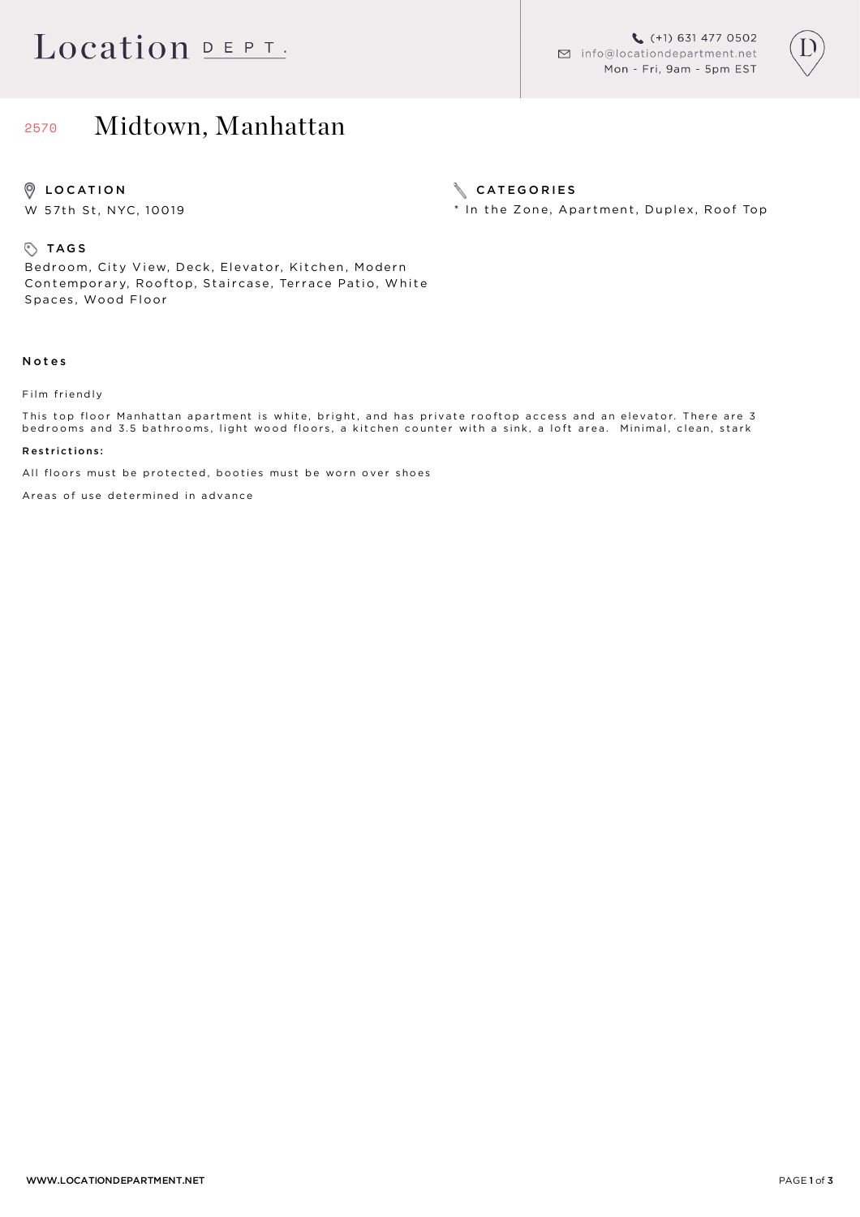# Location DEPT.

(+1) 631 477 0502
info@locationdepartment.net
Mon - Fri, 9am - 5pm EST

## 2570 Midtown, Manhattan

### LOCATION

W 57th St, NYC, 10019

### CATEGORIES

* In the Zone, Apartment, Duplex, Roof Top

### TAGS

Bedroom, City View, Deck, Elevator, Kitchen, Modern Contemporary, Rooftop, Staircase, Terrace Patio, White Spaces, Wood Floor

### Notes

Film friendly

This top floor Manhattan apartment is white, bright, and has private rooftop access and an elevator. There are 3 bedrooms and 3.5 bathrooms, light wood floors, a kitchen counter with a sink, a loft area.  Minimal, clean, stark

**Restrictions:**

All floors must be protected, booties must be worn over shoes

Areas of use determined in advance